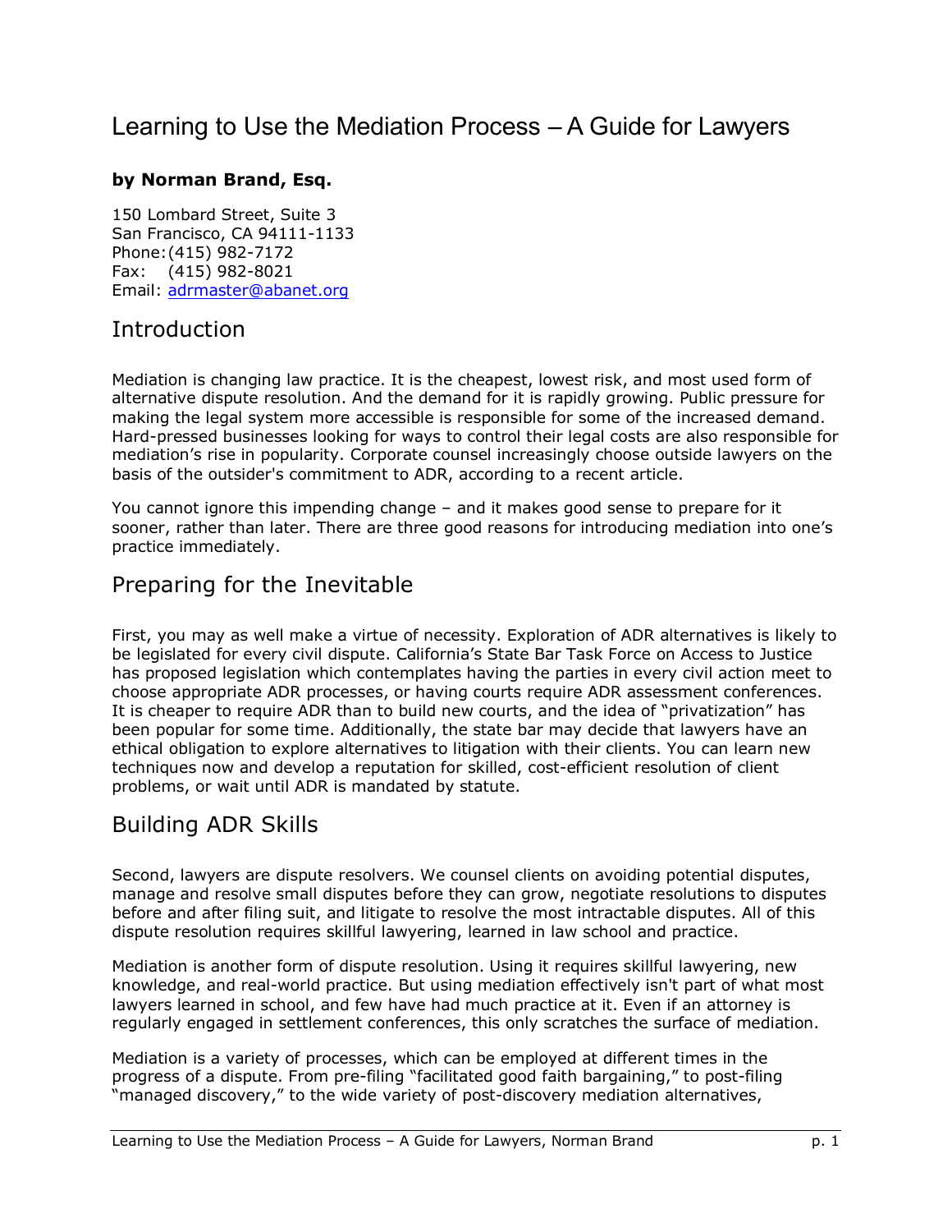# Learning to Use the Mediation Process – A Guide for Lawyers

**by Norman Brand, Esq.**

150 Lombard Street, Suite 3
San Francisco, CA 94111-1133
Phone: (415) 982-7172
Fax: (415) 982-8021
Email: adrmaster@abanet.org

## Introduction

Mediation is changing law practice. It is the cheapest, lowest risk, and most used form of alternative dispute resolution. And the demand for it is rapidly growing. Public pressure for making the legal system more accessible is responsible for some of the increased demand. Hard-pressed businesses looking for ways to control their legal costs are also responsible for mediation's rise in popularity. Corporate counsel increasingly choose outside lawyers on the basis of the outsider's commitment to ADR, according to a recent article.

You cannot ignore this impending change – and it makes good sense to prepare for it sooner, rather than later. There are three good reasons for introducing mediation into one's practice immediately.

## Preparing for the Inevitable

First, you may as well make a virtue of necessity. Exploration of ADR alternatives is likely to be legislated for every civil dispute. California's State Bar Task Force on Access to Justice has proposed legislation which contemplates having the parties in every civil action meet to choose appropriate ADR processes, or having courts require ADR assessment conferences. It is cheaper to require ADR than to build new courts, and the idea of "privatization" has been popular for some time. Additionally, the state bar may decide that lawyers have an ethical obligation to explore alternatives to litigation with their clients. You can learn new techniques now and develop a reputation for skilled, cost-efficient resolution of client problems, or wait until ADR is mandated by statute.

## Building ADR Skills

Second, lawyers are dispute resolvers. We counsel clients on avoiding potential disputes, manage and resolve small disputes before they can grow, negotiate resolutions to disputes before and after filing suit, and litigate to resolve the most intractable disputes. All of this dispute resolution requires skillful lawyering, learned in law school and practice.

Mediation is another form of dispute resolution. Using it requires skillful lawyering, new knowledge, and real-world practice. But using mediation effectively isn't part of what most lawyers learned in school, and few have had much practice at it. Even if an attorney is regularly engaged in settlement conferences, this only scratches the surface of mediation.

Mediation is a variety of processes, which can be employed at different times in the progress of a dispute. From pre-filing "facilitated good faith bargaining," to post-filing "managed discovery," to the wide variety of post-discovery mediation alternatives,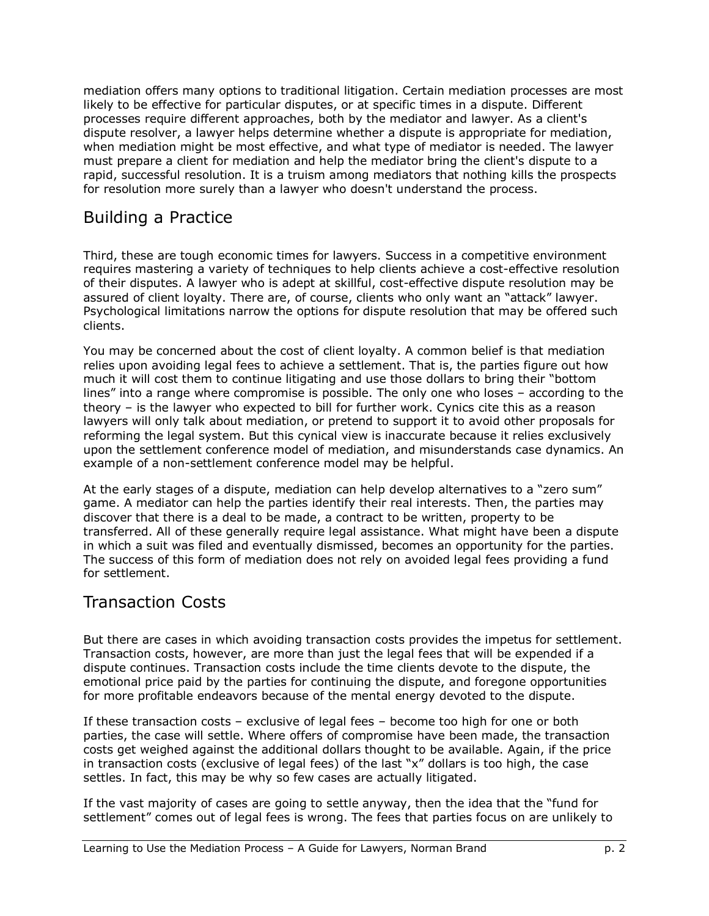mediation offers many options to traditional litigation. Certain mediation processes are most likely to be effective for particular disputes, or at specific times in a dispute. Different processes require different approaches, both by the mediator and lawyer. As a client's dispute resolver, a lawyer helps determine whether a dispute is appropriate for mediation, when mediation might be most effective, and what type of mediator is needed. The lawyer must prepare a client for mediation and help the mediator bring the client's dispute to a rapid, successful resolution. It is a truism among mediators that nothing kills the prospects for resolution more surely than a lawyer who doesn't understand the process.

## Building a Practice

Third, these are tough economic times for lawyers. Success in a competitive environment requires mastering a variety of techniques to help clients achieve a cost-effective resolution of their disputes. A lawyer who is adept at skillful, cost-effective dispute resolution may be assured of client loyalty. There are, of course, clients who only want an "attack" lawyer. Psychological limitations narrow the options for dispute resolution that may be offered such clients.

You may be concerned about the cost of client loyalty. A common belief is that mediation relies upon avoiding legal fees to achieve a settlement. That is, the parties figure out how much it will cost them to continue litigating and use those dollars to bring their "bottom lines" into a range where compromise is possible. The only one who loses – according to the theory – is the lawyer who expected to bill for further work. Cynics cite this as a reason lawyers will only talk about mediation, or pretend to support it to avoid other proposals for reforming the legal system. But this cynical view is inaccurate because it relies exclusively upon the settlement conference model of mediation, and misunderstands case dynamics. An example of a non-settlement conference model may be helpful.

At the early stages of a dispute, mediation can help develop alternatives to a "zero sum" game. A mediator can help the parties identify their real interests. Then, the parties may discover that there is a deal to be made, a contract to be written, property to be transferred. All of these generally require legal assistance. What might have been a dispute in which a suit was filed and eventually dismissed, becomes an opportunity for the parties. The success of this form of mediation does not rely on avoided legal fees providing a fund for settlement.

## Transaction Costs

But there are cases in which avoiding transaction costs provides the impetus for settlement. Transaction costs, however, are more than just the legal fees that will be expended if a dispute continues. Transaction costs include the time clients devote to the dispute, the emotional price paid by the parties for continuing the dispute, and foregone opportunities for more profitable endeavors because of the mental energy devoted to the dispute.

If these transaction costs – exclusive of legal fees – become too high for one or both parties, the case will settle. Where offers of compromise have been made, the transaction costs get weighed against the additional dollars thought to be available. Again, if the price in transaction costs (exclusive of legal fees) of the last "x" dollars is too high, the case settles. In fact, this may be why so few cases are actually litigated.

If the vast majority of cases are going to settle anyway, then the idea that the "fund for settlement" comes out of legal fees is wrong. The fees that parties focus on are unlikely to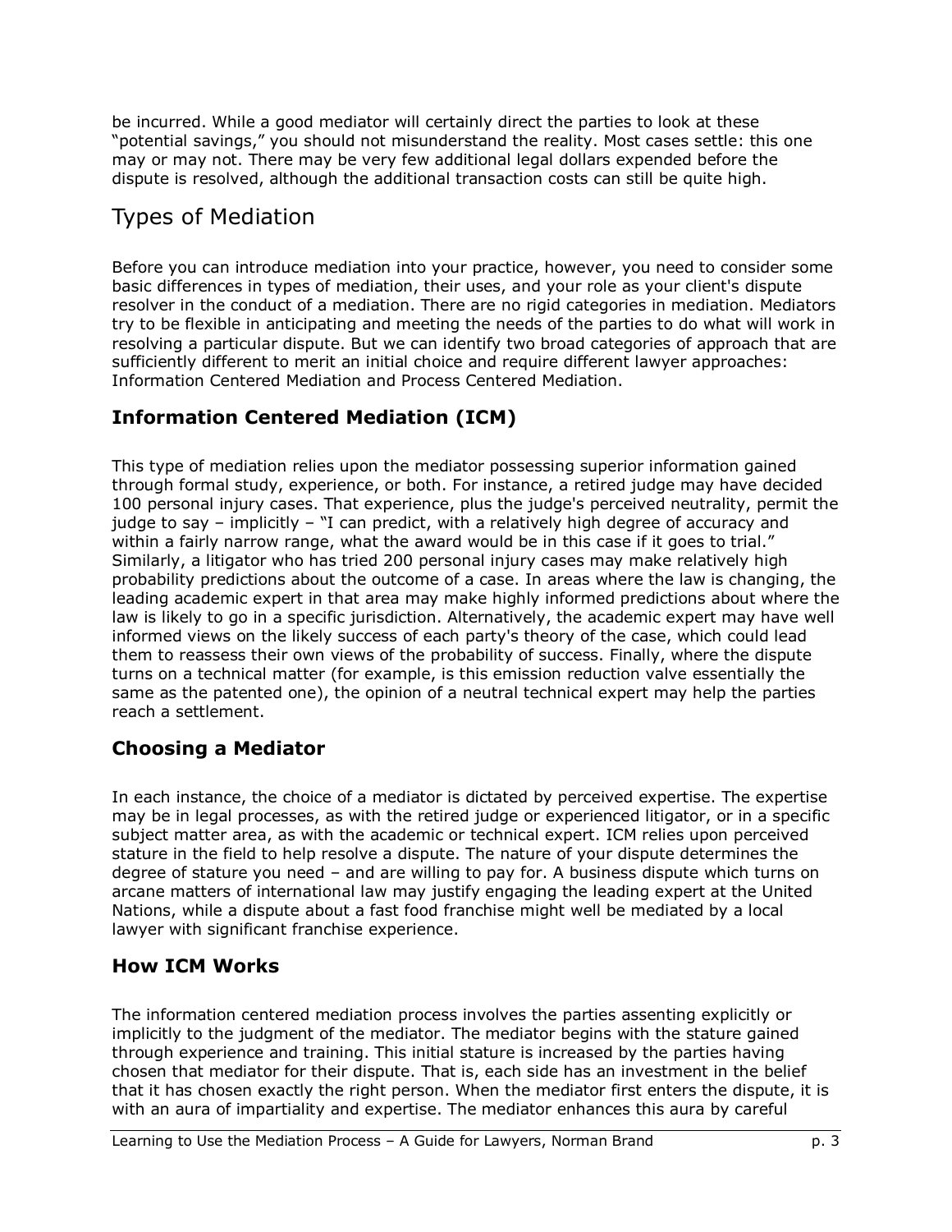be incurred. While a good mediator will certainly direct the parties to look at these "potential savings," you should not misunderstand the reality. Most cases settle: this one may or may not. There may be very few additional legal dollars expended before the dispute is resolved, although the additional transaction costs can still be quite high.

## Types of Mediation

Before you can introduce mediation into your practice, however, you need to consider some basic differences in types of mediation, their uses, and your role as your client's dispute resolver in the conduct of a mediation. There are no rigid categories in mediation. Mediators try to be flexible in anticipating and meeting the needs of the parties to do what will work in resolving a particular dispute. But we can identify two broad categories of approach that are sufficiently different to merit an initial choice and require different lawyer approaches: Information Centered Mediation and Process Centered Mediation.

### Information Centered Mediation (ICM)

This type of mediation relies upon the mediator possessing superior information gained through formal study, experience, or both. For instance, a retired judge may have decided 100 personal injury cases. That experience, plus the judge's perceived neutrality, permit the judge to say – implicitly – "I can predict, with a relatively high degree of accuracy and within a fairly narrow range, what the award would be in this case if it goes to trial." Similarly, a litigator who has tried 200 personal injury cases may make relatively high probability predictions about the outcome of a case. In areas where the law is changing, the leading academic expert in that area may make highly informed predictions about where the law is likely to go in a specific jurisdiction. Alternatively, the academic expert may have well informed views on the likely success of each party's theory of the case, which could lead them to reassess their own views of the probability of success. Finally, where the dispute turns on a technical matter (for example, is this emission reduction valve essentially the same as the patented one), the opinion of a neutral technical expert may help the parties reach a settlement.

### Choosing a Mediator

In each instance, the choice of a mediator is dictated by perceived expertise. The expertise may be in legal processes, as with the retired judge or experienced litigator, or in a specific subject matter area, as with the academic or technical expert. ICM relies upon perceived stature in the field to help resolve a dispute. The nature of your dispute determines the degree of stature you need – and are willing to pay for. A business dispute which turns on arcane matters of international law may justify engaging the leading expert at the United Nations, while a dispute about a fast food franchise might well be mediated by a local lawyer with significant franchise experience.

### How ICM Works

The information centered mediation process involves the parties assenting explicitly or implicitly to the judgment of the mediator. The mediator begins with the stature gained through experience and training. This initial stature is increased by the parties having chosen that mediator for their dispute. That is, each side has an investment in the belief that it has chosen exactly the right person. When the mediator first enters the dispute, it is with an aura of impartiality and expertise. The mediator enhances this aura by careful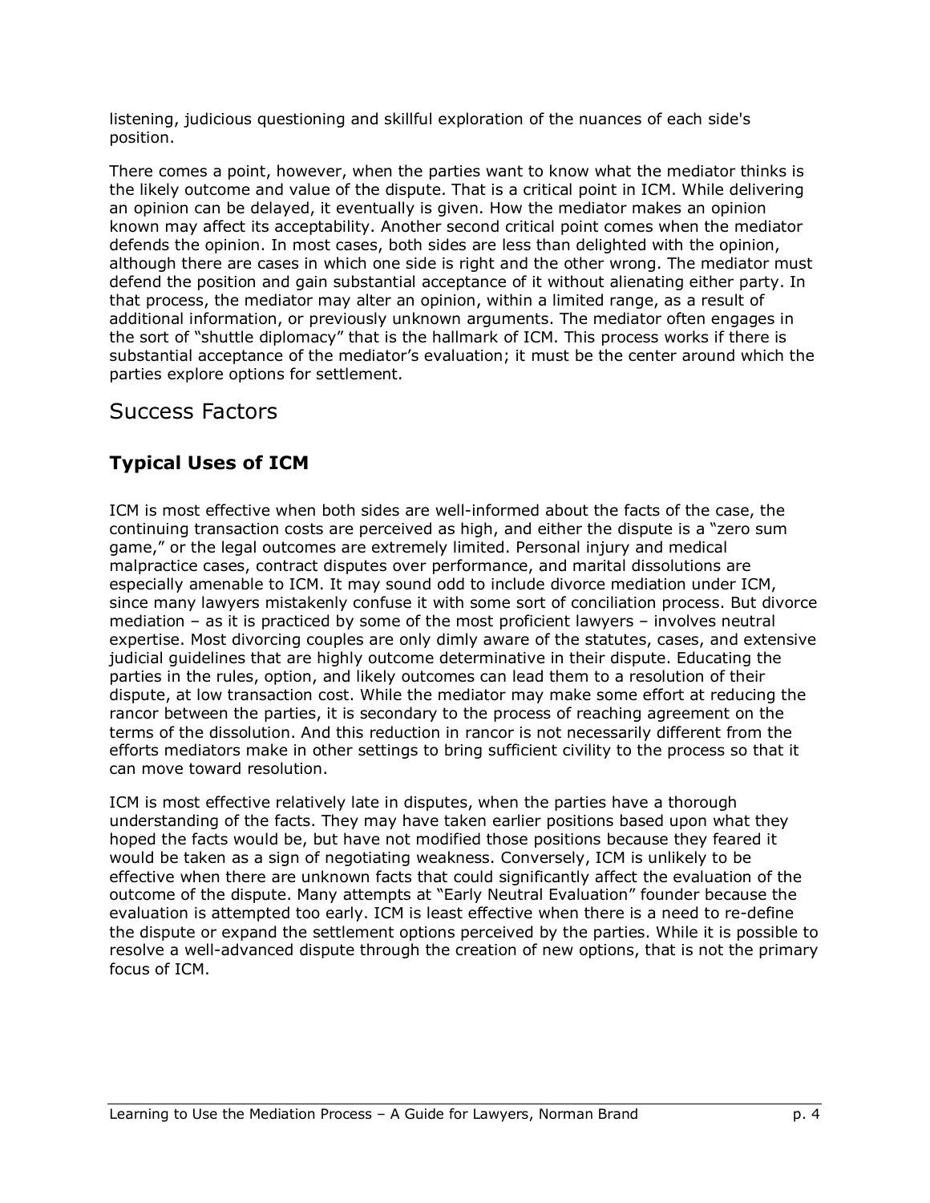listening, judicious questioning and skillful exploration of the nuances of each side's position.

There comes a point, however, when the parties want to know what the mediator thinks is the likely outcome and value of the dispute. That is a critical point in ICM. While delivering an opinion can be delayed, it eventually is given. How the mediator makes an opinion known may affect its acceptability. Another second critical point comes when the mediator defends the opinion. In most cases, both sides are less than delighted with the opinion, although there are cases in which one side is right and the other wrong. The mediator must defend the position and gain substantial acceptance of it without alienating either party. In that process, the mediator may alter an opinion, within a limited range, as a result of additional information, or previously unknown arguments. The mediator often engages in the sort of "shuttle diplomacy" that is the hallmark of ICM. This process works if there is substantial acceptance of the mediator's evaluation; it must be the center around which the parties explore options for settlement.

## Success Factors

### Typical Uses of ICM

ICM is most effective when both sides are well-informed about the facts of the case, the continuing transaction costs are perceived as high, and either the dispute is a "zero sum game," or the legal outcomes are extremely limited. Personal injury and medical malpractice cases, contract disputes over performance, and marital dissolutions are especially amenable to ICM. It may sound odd to include divorce mediation under ICM, since many lawyers mistakenly confuse it with some sort of conciliation process. But divorce mediation – as it is practiced by some of the most proficient lawyers – involves neutral expertise. Most divorcing couples are only dimly aware of the statutes, cases, and extensive judicial guidelines that are highly outcome determinative in their dispute. Educating the parties in the rules, option, and likely outcomes can lead them to a resolution of their dispute, at low transaction cost. While the mediator may make some effort at reducing the rancor between the parties, it is secondary to the process of reaching agreement on the terms of the dissolution. And this reduction in rancor is not necessarily different from the efforts mediators make in other settings to bring sufficient civility to the process so that it can move toward resolution.

ICM is most effective relatively late in disputes, when the parties have a thorough understanding of the facts. They may have taken earlier positions based upon what they hoped the facts would be, but have not modified those positions because they feared it would be taken as a sign of negotiating weakness. Conversely, ICM is unlikely to be effective when there are unknown facts that could significantly affect the evaluation of the outcome of the dispute. Many attempts at "Early Neutral Evaluation" founder because the evaluation is attempted too early. ICM is least effective when there is a need to re-define the dispute or expand the settlement options perceived by the parties. While it is possible to resolve a well-advanced dispute through the creation of new options, that is not the primary focus of ICM.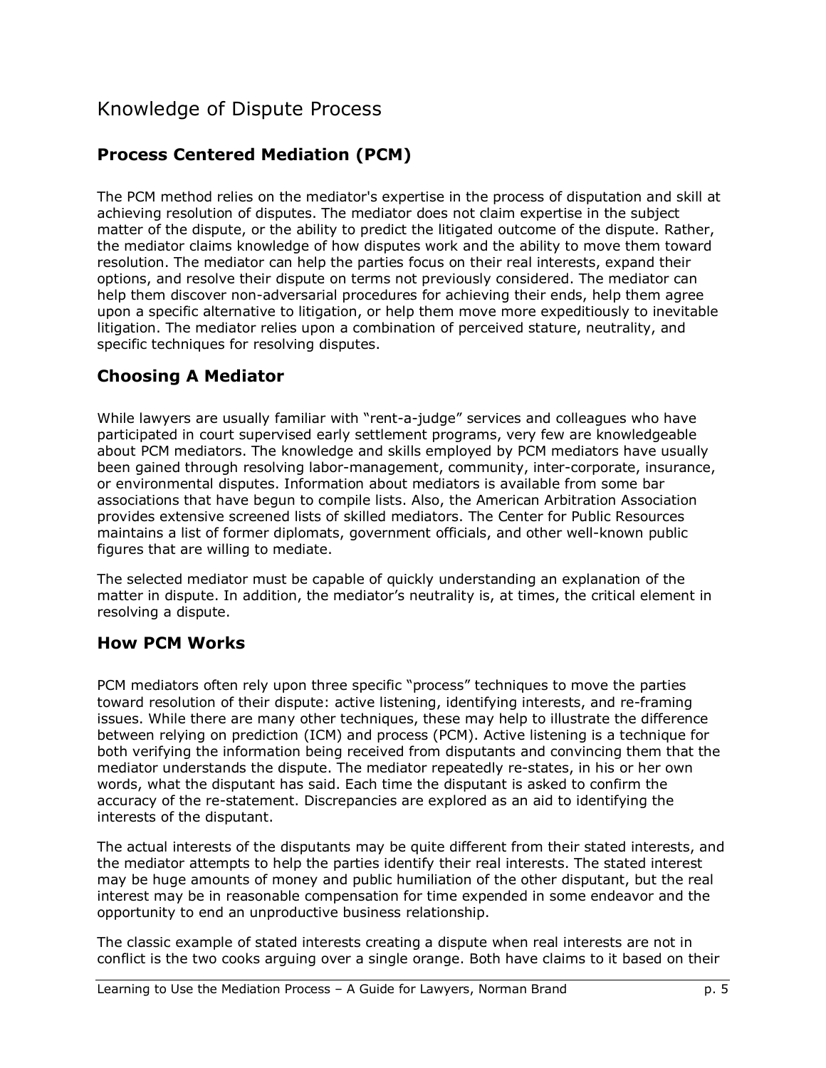# Knowledge of Dispute Process

## Process Centered Mediation (PCM)

The PCM method relies on the mediator's expertise in the process of disputation and skill at achieving resolution of disputes. The mediator does not claim expertise in the subject matter of the dispute, or the ability to predict the litigated outcome of the dispute. Rather, the mediator claims knowledge of how disputes work and the ability to move them toward resolution. The mediator can help the parties focus on their real interests, expand their options, and resolve their dispute on terms not previously considered. The mediator can help them discover non-adversarial procedures for achieving their ends, help them agree upon a specific alternative to litigation, or help them move more expeditiously to inevitable litigation. The mediator relies upon a combination of perceived stature, neutrality, and specific techniques for resolving disputes.

## Choosing A Mediator

While lawyers are usually familiar with "rent-a-judge" services and colleagues who have participated in court supervised early settlement programs, very few are knowledgeable about PCM mediators. The knowledge and skills employed by PCM mediators have usually been gained through resolving labor-management, community, inter-corporate, insurance, or environmental disputes. Information about mediators is available from some bar associations that have begun to compile lists. Also, the American Arbitration Association provides extensive screened lists of skilled mediators. The Center for Public Resources maintains a list of former diplomats, government officials, and other well-known public figures that are willing to mediate.

The selected mediator must be capable of quickly understanding an explanation of the matter in dispute. In addition, the mediator's neutrality is, at times, the critical element in resolving a dispute.

## How PCM Works

PCM mediators often rely upon three specific "process" techniques to move the parties toward resolution of their dispute: active listening, identifying interests, and re-framing issues. While there are many other techniques, these may help to illustrate the difference between relying on prediction (ICM) and process (PCM). Active listening is a technique for both verifying the information being received from disputants and convincing them that the mediator understands the dispute. The mediator repeatedly re-states, in his or her own words, what the disputant has said. Each time the disputant is asked to confirm the accuracy of the re-statement. Discrepancies are explored as an aid to identifying the interests of the disputant.

The actual interests of the disputants may be quite different from their stated interests, and the mediator attempts to help the parties identify their real interests. The stated interest may be huge amounts of money and public humiliation of the other disputant, but the real interest may be in reasonable compensation for time expended in some endeavor and the opportunity to end an unproductive business relationship.

The classic example of stated interests creating a dispute when real interests are not in conflict is the two cooks arguing over a single orange. Both have claims to it based on their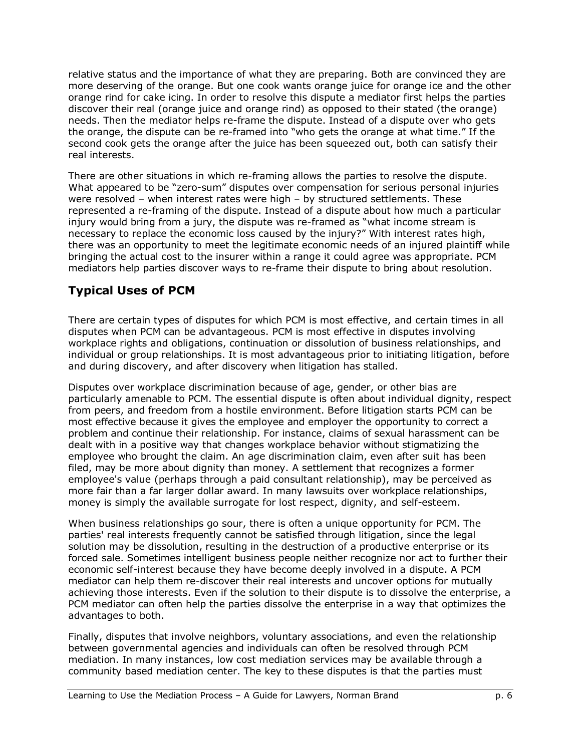relative status and the importance of what they are preparing. Both are convinced they are more deserving of the orange. But one cook wants orange juice for orange ice and the other orange rind for cake icing. In order to resolve this dispute a mediator first helps the parties discover their real (orange juice and orange rind) as opposed to their stated (the orange) needs. Then the mediator helps re-frame the dispute. Instead of a dispute over who gets the orange, the dispute can be re-framed into "who gets the orange at what time." If the second cook gets the orange after the juice has been squeezed out, both can satisfy their real interests.

There are other situations in which re-framing allows the parties to resolve the dispute. What appeared to be "zero-sum" disputes over compensation for serious personal injuries were resolved – when interest rates were high – by structured settlements. These represented a re-framing of the dispute. Instead of a dispute about how much a particular injury would bring from a jury, the dispute was re-framed as "what income stream is necessary to replace the economic loss caused by the injury?" With interest rates high, there was an opportunity to meet the legitimate economic needs of an injured plaintiff while bringing the actual cost to the insurer within a range it could agree was appropriate. PCM mediators help parties discover ways to re-frame their dispute to bring about resolution.

## Typical Uses of PCM

There are certain types of disputes for which PCM is most effective, and certain times in all disputes when PCM can be advantageous. PCM is most effective in disputes involving workplace rights and obligations, continuation or dissolution of business relationships, and individual or group relationships. It is most advantageous prior to initiating litigation, before and during discovery, and after discovery when litigation has stalled.

Disputes over workplace discrimination because of age, gender, or other bias are particularly amenable to PCM. The essential dispute is often about individual dignity, respect from peers, and freedom from a hostile environment. Before litigation starts PCM can be most effective because it gives the employee and employer the opportunity to correct a problem and continue their relationship. For instance, claims of sexual harassment can be dealt with in a positive way that changes workplace behavior without stigmatizing the employee who brought the claim. An age discrimination claim, even after suit has been filed, may be more about dignity than money. A settlement that recognizes a former employee's value (perhaps through a paid consultant relationship), may be perceived as more fair than a far larger dollar award. In many lawsuits over workplace relationships, money is simply the available surrogate for lost respect, dignity, and self-esteem.

When business relationships go sour, there is often a unique opportunity for PCM. The parties' real interests frequently cannot be satisfied through litigation, since the legal solution may be dissolution, resulting in the destruction of a productive enterprise or its forced sale. Sometimes intelligent business people neither recognize nor act to further their economic self-interest because they have become deeply involved in a dispute. A PCM mediator can help them re-discover their real interests and uncover options for mutually achieving those interests. Even if the solution to their dispute is to dissolve the enterprise, a PCM mediator can often help the parties dissolve the enterprise in a way that optimizes the advantages to both.

Finally, disputes that involve neighbors, voluntary associations, and even the relationship between governmental agencies and individuals can often be resolved through PCM mediation. In many instances, low cost mediation services may be available through a community based mediation center. The key to these disputes is that the parties must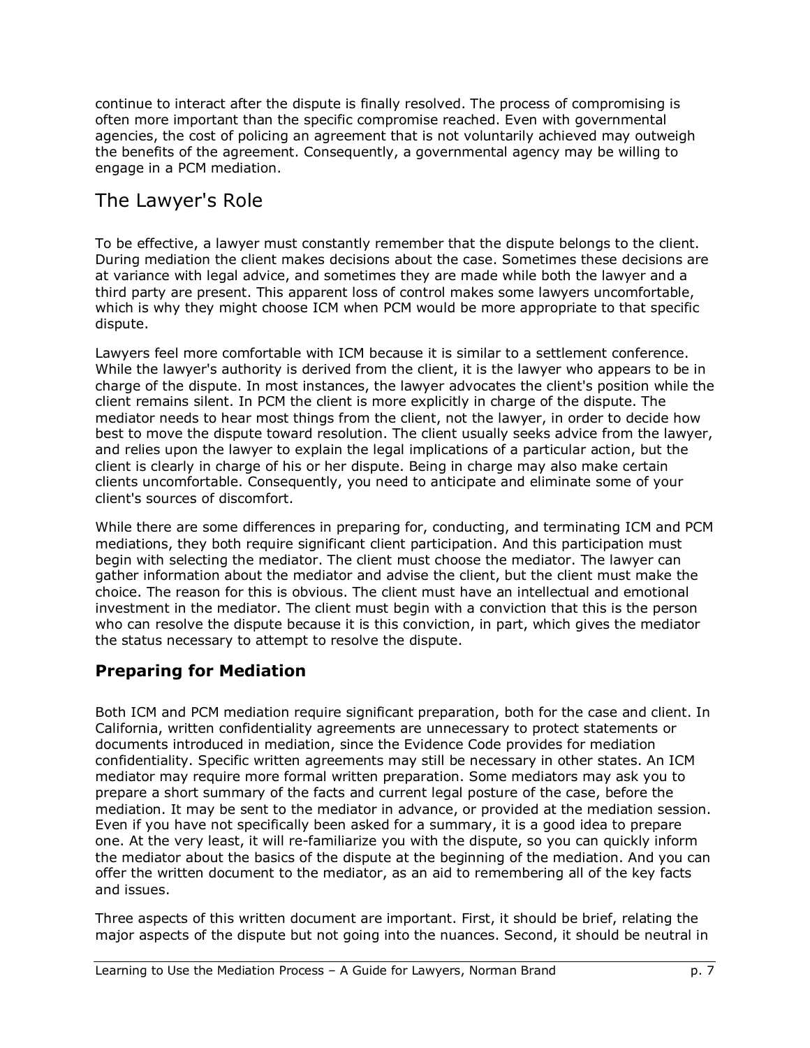continue to interact after the dispute is finally resolved. The process of compromising is often more important than the specific compromise reached. Even with governmental agencies, the cost of policing an agreement that is not voluntarily achieved may outweigh the benefits of the agreement. Consequently, a governmental agency may be willing to engage in a PCM mediation.

## The Lawyer's Role

To be effective, a lawyer must constantly remember that the dispute belongs to the client. During mediation the client makes decisions about the case. Sometimes these decisions are at variance with legal advice, and sometimes they are made while both the lawyer and a third party are present. This apparent loss of control makes some lawyers uncomfortable, which is why they might choose ICM when PCM would be more appropriate to that specific dispute.

Lawyers feel more comfortable with ICM because it is similar to a settlement conference. While the lawyer's authority is derived from the client, it is the lawyer who appears to be in charge of the dispute. In most instances, the lawyer advocates the client's position while the client remains silent. In PCM the client is more explicitly in charge of the dispute. The mediator needs to hear most things from the client, not the lawyer, in order to decide how best to move the dispute toward resolution. The client usually seeks advice from the lawyer, and relies upon the lawyer to explain the legal implications of a particular action, but the client is clearly in charge of his or her dispute. Being in charge may also make certain clients uncomfortable. Consequently, you need to anticipate and eliminate some of your client's sources of discomfort.

While there are some differences in preparing for, conducting, and terminating ICM and PCM mediations, they both require significant client participation. And this participation must begin with selecting the mediator. The client must choose the mediator. The lawyer can gather information about the mediator and advise the client, but the client must make the choice. The reason for this is obvious. The client must have an intellectual and emotional investment in the mediator. The client must begin with a conviction that this is the person who can resolve the dispute because it is this conviction, in part, which gives the mediator the status necessary to attempt to resolve the dispute.

### Preparing for Mediation

Both ICM and PCM mediation require significant preparation, both for the case and client. In California, written confidentiality agreements are unnecessary to protect statements or documents introduced in mediation, since the Evidence Code provides for mediation confidentiality. Specific written agreements may still be necessary in other states. An ICM mediator may require more formal written preparation. Some mediators may ask you to prepare a short summary of the facts and current legal posture of the case, before the mediation. It may be sent to the mediator in advance, or provided at the mediation session. Even if you have not specifically been asked for a summary, it is a good idea to prepare one. At the very least, it will re-familiarize you with the dispute, so you can quickly inform the mediator about the basics of the dispute at the beginning of the mediation. And you can offer the written document to the mediator, as an aid to remembering all of the key facts and issues.

Three aspects of this written document are important. First, it should be brief, relating the major aspects of the dispute but not going into the nuances. Second, it should be neutral in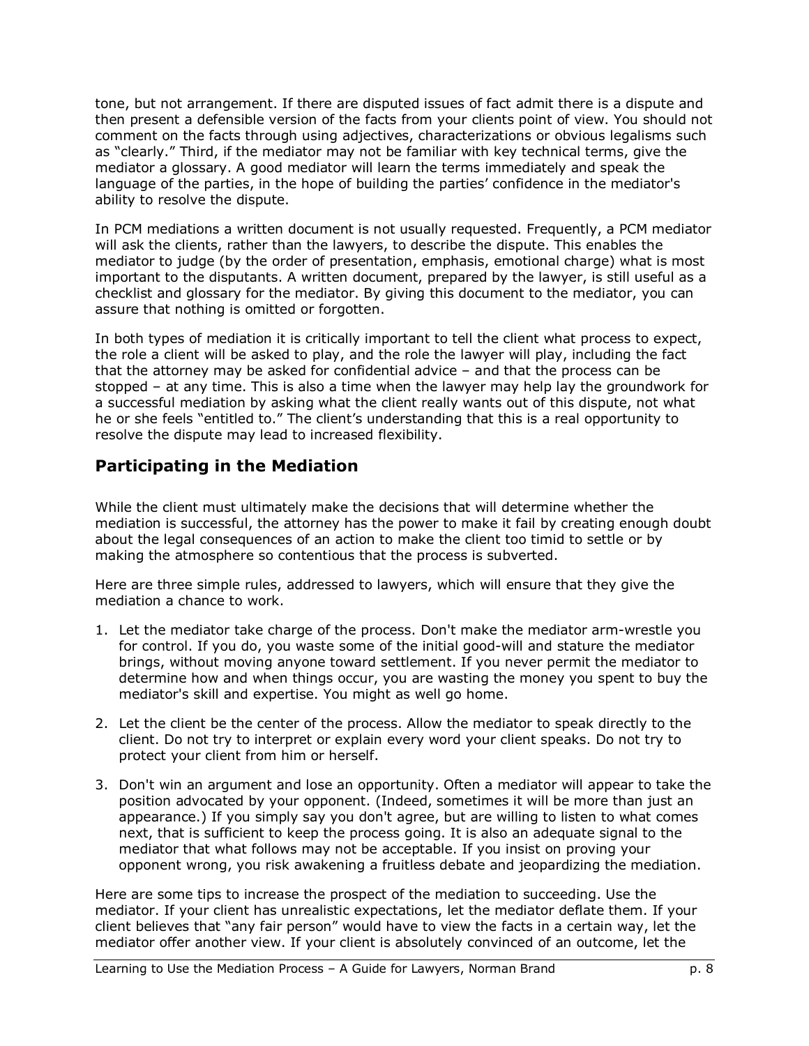tone, but not arrangement. If there are disputed issues of fact admit there is a dispute and then present a defensible version of the facts from your clients point of view. You should not comment on the facts through using adjectives, characterizations or obvious legalisms such as "clearly." Third, if the mediator may not be familiar with key technical terms, give the mediator a glossary. A good mediator will learn the terms immediately and speak the language of the parties, in the hope of building the parties' confidence in the mediator's ability to resolve the dispute.

In PCM mediations a written document is not usually requested. Frequently, a PCM mediator will ask the clients, rather than the lawyers, to describe the dispute. This enables the mediator to judge (by the order of presentation, emphasis, emotional charge) what is most important to the disputants. A written document, prepared by the lawyer, is still useful as a checklist and glossary for the mediator. By giving this document to the mediator, you can assure that nothing is omitted or forgotten.

In both types of mediation it is critically important to tell the client what process to expect, the role a client will be asked to play, and the role the lawyer will play, including the fact that the attorney may be asked for confidential advice – and that the process can be stopped – at any time. This is also a time when the lawyer may help lay the groundwork for a successful mediation by asking what the client really wants out of this dispute, not what he or she feels "entitled to." The client's understanding that this is a real opportunity to resolve the dispute may lead to increased flexibility.

## Participating in the Mediation

While the client must ultimately make the decisions that will determine whether the mediation is successful, the attorney has the power to make it fail by creating enough doubt about the legal consequences of an action to make the client too timid to settle or by making the atmosphere so contentious that the process is subverted.

Here are three simple rules, addressed to lawyers, which will ensure that they give the mediation a chance to work.

1. Let the mediator take charge of the process. Don't make the mediator arm-wrestle you for control. If you do, you waste some of the initial good-will and stature the mediator brings, without moving anyone toward settlement. If you never permit the mediator to determine how and when things occur, you are wasting the money you spent to buy the mediator's skill and expertise. You might as well go home.

2. Let the client be the center of the process. Allow the mediator to speak directly to the client. Do not try to interpret or explain every word your client speaks. Do not try to protect your client from him or herself.

3. Don't win an argument and lose an opportunity. Often a mediator will appear to take the position advocated by your opponent. (Indeed, sometimes it will be more than just an appearance.) If you simply say you don't agree, but are willing to listen to what comes next, that is sufficient to keep the process going. It is also an adequate signal to the mediator that what follows may not be acceptable. If you insist on proving your opponent wrong, you risk awakening a fruitless debate and jeopardizing the mediation.

Here are some tips to increase the prospect of the mediation to succeeding. Use the mediator. If your client has unrealistic expectations, let the mediator deflate them. If your client believes that "any fair person" would have to view the facts in a certain way, let the mediator offer another view. If your client is absolutely convinced of an outcome, let the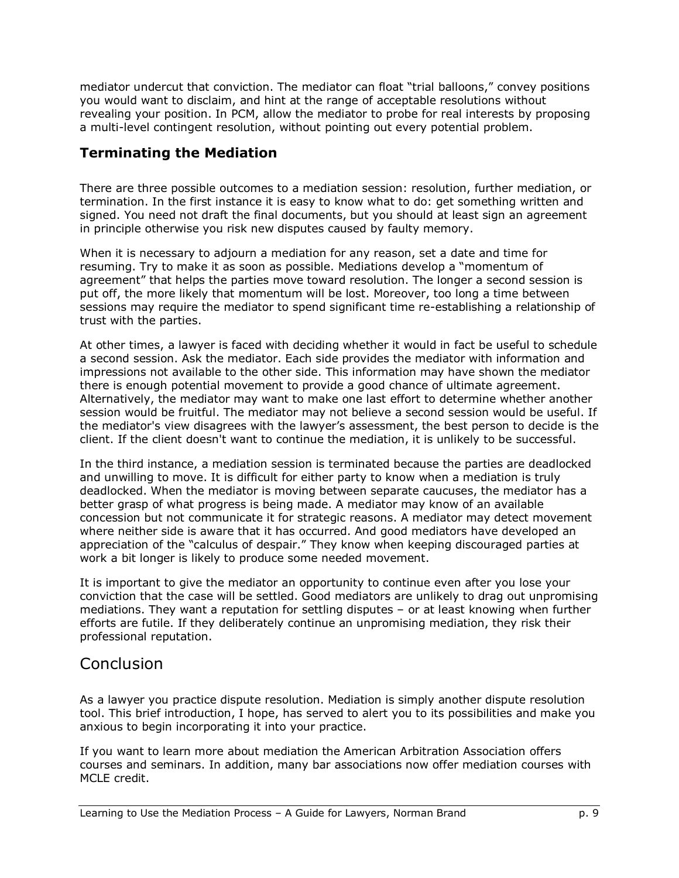mediator undercut that conviction. The mediator can float "trial balloons," convey positions you would want to disclaim, and hint at the range of acceptable resolutions without revealing your position. In PCM, allow the mediator to probe for real interests by proposing a multi-level contingent resolution, without pointing out every potential problem.

### Terminating the Mediation

There are three possible outcomes to a mediation session: resolution, further mediation, or termination. In the first instance it is easy to know what to do: get something written and signed. You need not draft the final documents, but you should at least sign an agreement in principle otherwise you risk new disputes caused by faulty memory.

When it is necessary to adjourn a mediation for any reason, set a date and time for resuming. Try to make it as soon as possible. Mediations develop a "momentum of agreement" that helps the parties move toward resolution. The longer a second session is put off, the more likely that momentum will be lost. Moreover, too long a time between sessions may require the mediator to spend significant time re-establishing a relationship of trust with the parties.

At other times, a lawyer is faced with deciding whether it would in fact be useful to schedule a second session. Ask the mediator. Each side provides the mediator with information and impressions not available to the other side. This information may have shown the mediator there is enough potential movement to provide a good chance of ultimate agreement. Alternatively, the mediator may want to make one last effort to determine whether another session would be fruitful. The mediator may not believe a second session would be useful. If the mediator's view disagrees with the lawyer's assessment, the best person to decide is the client. If the client doesn't want to continue the mediation, it is unlikely to be successful.

In the third instance, a mediation session is terminated because the parties are deadlocked and unwilling to move. It is difficult for either party to know when a mediation is truly deadlocked. When the mediator is moving between separate caucuses, the mediator has a better grasp of what progress is being made. A mediator may know of an available concession but not communicate it for strategic reasons. A mediator may detect movement where neither side is aware that it has occurred. And good mediators have developed an appreciation of the "calculus of despair." They know when keeping discouraged parties at work a bit longer is likely to produce some needed movement.

It is important to give the mediator an opportunity to continue even after you lose your conviction that the case will be settled. Good mediators are unlikely to drag out unpromising mediations. They want a reputation for settling disputes – or at least knowing when further efforts are futile. If they deliberately continue an unpromising mediation, they risk their professional reputation.

## Conclusion

As a lawyer you practice dispute resolution. Mediation is simply another dispute resolution tool. This brief introduction, I hope, has served to alert you to its possibilities and make you anxious to begin incorporating it into your practice.

If you want to learn more about mediation the American Arbitration Association offers courses and seminars. In addition, many bar associations now offer mediation courses with MCLE credit.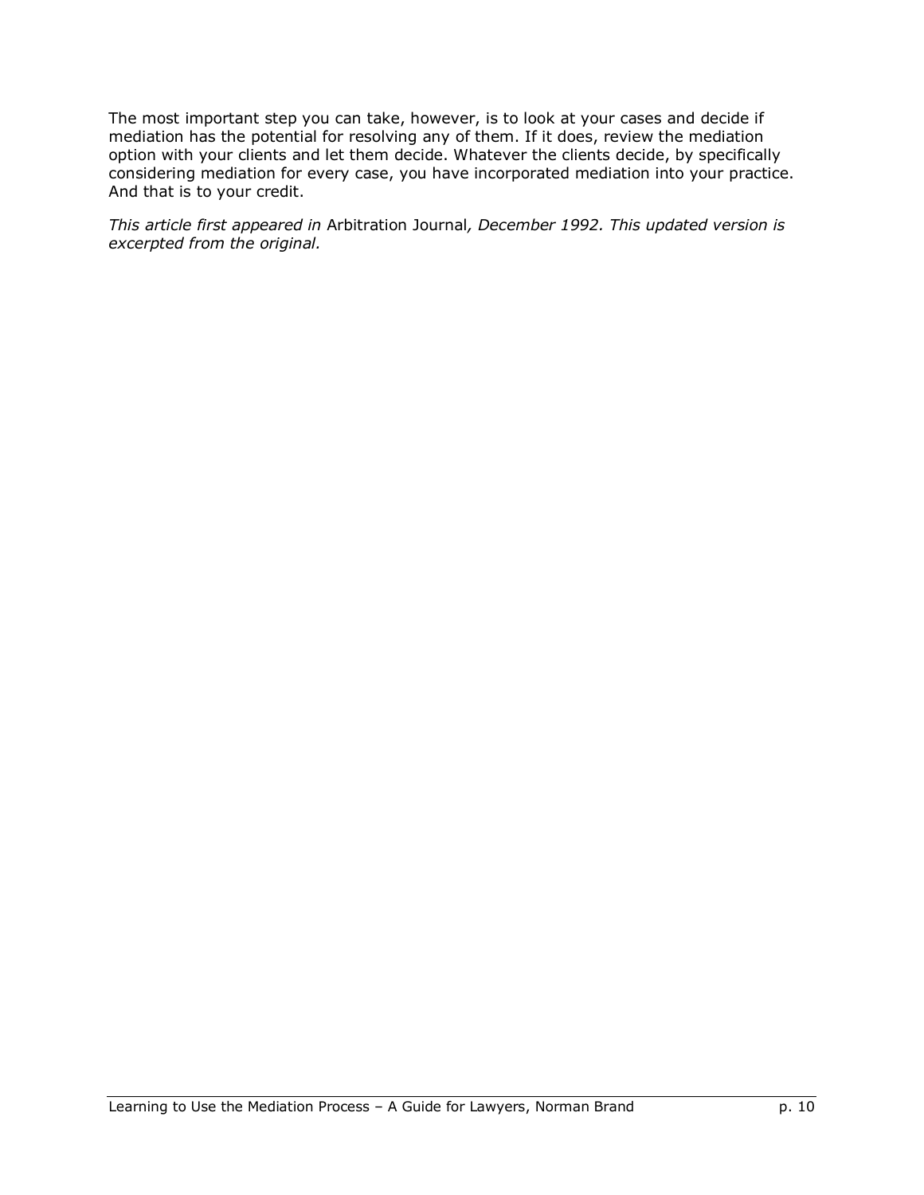The most important step you can take, however, is to look at your cases and decide if mediation has the potential for resolving any of them. If it does, review the mediation option with your clients and let them decide. Whatever the clients decide, by specifically considering mediation for every case, you have incorporated mediation into your practice. And that is to your credit.

*This article first appeared in* Arbitration Journal*, December 1992. This updated version is excerpted from the original.*